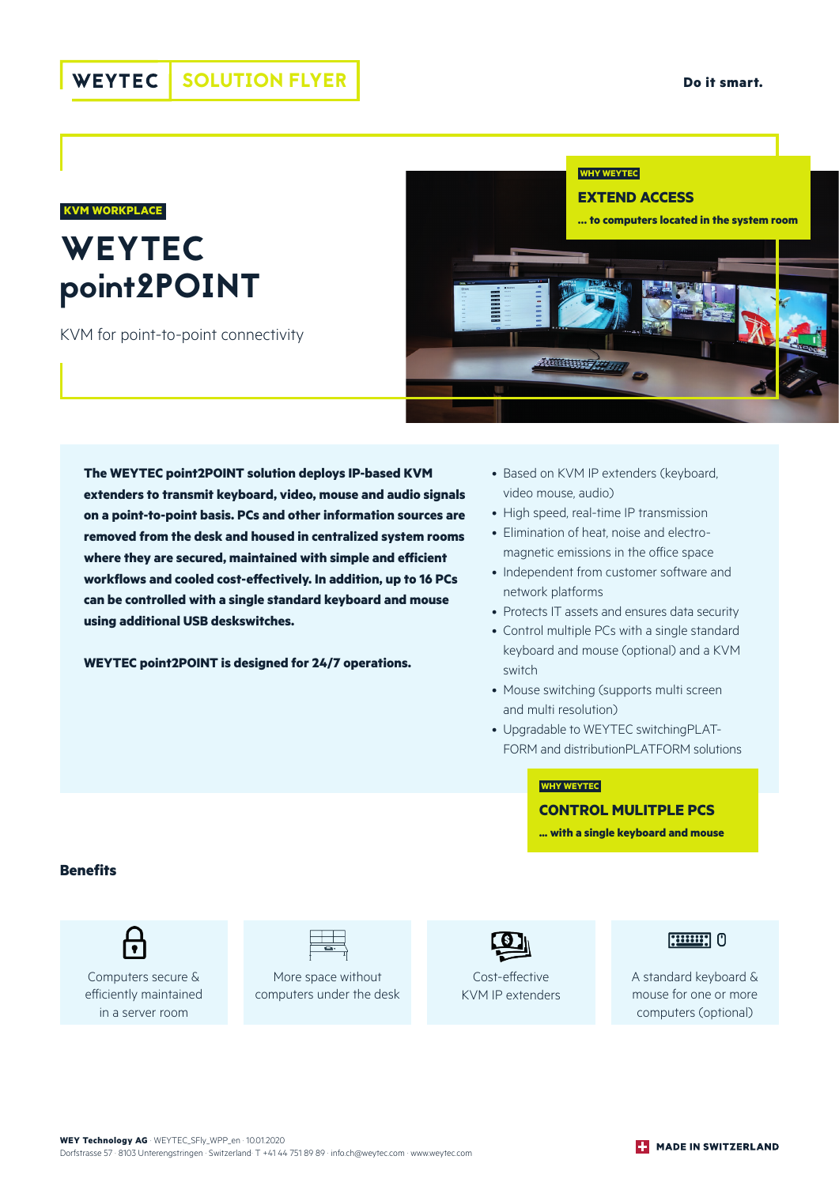WEYTEC SOLUTION FLYER

Do it smart.

KVM WORKPLACE

# WEYTEC point2POINT

KVM for point-to-point connectivity

WHY WEYTEC

**EXTEND ACCESS**

**... to computers located in the system room**

**The WEYTEC point2POINT solution deploys IP-based KVM extenders to transmit keyboard, video, mouse and audio signals on a point-to-point basis. PCs and other information sources are removed from the desk and housed in centralized system rooms where they are secured, maintained with simple and efficient workflows and cooled cost-effectively. In addition, up to 16 PCs can be controlled with a single standard keyboard and mouse using additional USB deskswitches.**

**WEYTEC point2POINT is designed for 24/7 operations.**

- Based on KVM IP extenders (keyboard, video mouse, audio)
- High speed, real-time IP transmission
- Elimination of heat, noise and electro-magnetic emissions in the office space
- Independent from customer software and network platforms
- Protects IT assets and ensures data security
- Control multiple PCs with a single standard keyboard and mouse (optional) and a KVM switch
- Mouse switching (supports multi screen and multi resolution)
- Upgradable to WEYTEC switchingPLATFORM and distributionPLATFORM solutions

WHY WEYTEC

**CONTROL MULITPLE PCS**

**... with a single keyboard and mouse**

## Benefits

- Computers secure & efficiently maintained in a server room
- More space without computers under the desk
- Cost-effective KVM IP extenders
- A standard keyboard & mouse for one or more computers (optional)

**WEY Technology AG** · WEYTEC_SFly_WPP_en · 10.01.2020
Dorfstrasse 57 · 8103 Unterengstringen · Switzerland · T +41 44 751 89 89 · info.ch@weytec.com · www.weytec.com

MADE IN SWITZERLAND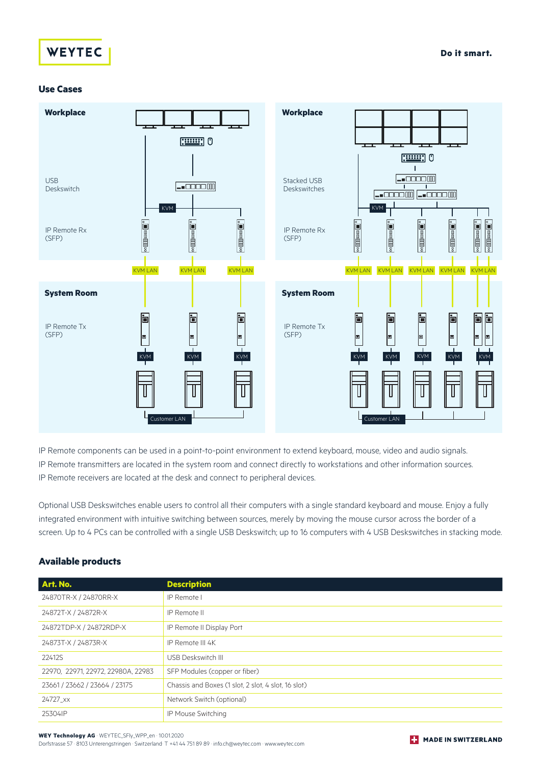## Use Cases

**Workplace**

USB
Deskswitch

KVM

IP Remote Rx
(SFP)

KVM LAN

KVM LAN

KVM LAN

**System Room**

IP Remote Tx
(SFP)

KVM

KVM

KVM

Customer LAN

**Workplace**

Stacked USB
Deskswitches

KVM

IP Remote Rx
(SFP)

KVM LAN

KVM LAN

KVM LAN

KVM LAN

KVM LAN

**System Room**

IP Remote Tx
(SFP)

KVM

KVM

KVM

KVM

KVM

Customer LAN

IP Remote components can be used in a point-to-point environment to extend keyboard, mouse, video and audio signals. IP Remote transmitters are located in the system room and connect directly to workstations and other information sources. IP Remote receivers are located at the desk and connect to peripheral devices.

Optional USB Deskswitches enable users to control all their computers with a single standard keyboard and mouse. Enjoy a fully integrated environment with intuitive switching between sources, merely by moving the mouse cursor across the border of a screen. Up to 4 PCs can be controlled with a single USB Deskswitch; up to 16 computers with 4 USB Deskswitches in stacking mode.

## Available products

| Art. No. | Description |
|---|---|
| 24870TR-X / 24870RR-X | IP Remote I |
| 24872T-X / 24872R-X | IP Remote II |
| 24872TDP-X / 24872RDP-X | IP Remote II Display Port |
| 24873T-X / 24873R-X | IP Remote III 4K |
| 22412S | USB Deskswitch III |
| 22970, 22971, 22972, 22980A, 22983 | SFP Modules (copper or fiber) |
| 23661 / 23662 / 23664 / 23175 | Chassis and Boxes (1 slot, 2 slot, 4 slot, 16 slot) |
| 24727_xx | Network Switch (optional) |
| 25304IP | IP Mouse Switching |